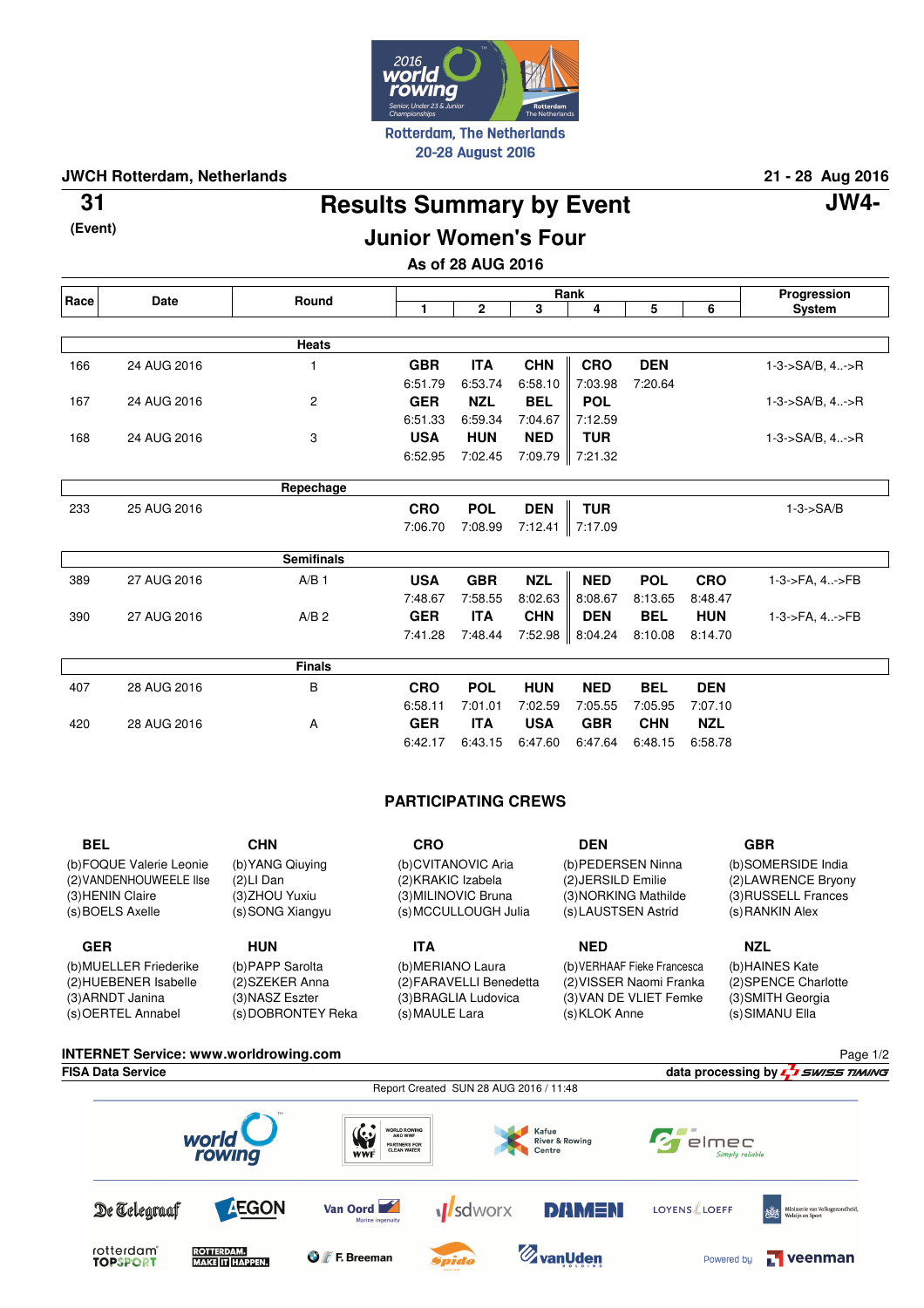2016 world rowing — Rotterdam, The Netherlands
20-28 August 2016

**JWCH Rotterdam, Netherlands** — **21 - 28 Aug 2016**

**31** (Event) — **JW4-**

# Results Summary by Event

## Junior Women's Four

### As of 28 AUG 2016

| Race | Date | Round | Rank 1 | 2 | 3 | 4 | 5 | 6 | Progression System |
|---|---|---|---|---|---|---|---|---|---|
| | | **Heats** | | | | | | | |
| 166 | 24 AUG 2016 | 1 | **GBR** 6:51.79 | **ITA** 6:53.74 | **CHN** 6:58.10 | **CRO** 7:03.98 | **DEN** 7:20.64 | | 1-3->SA/B, 4..->R |
| 167 | 24 AUG 2016 | 2 | **GER** 6:51.33 | **NZL** 6:59.34 | **BEL** 7:04.67 | **POL** 7:12.59 | | | 1-3->SA/B, 4..->R |
| 168 | 24 AUG 2016 | 3 | **USA** 6:52.95 | **HUN** 7:02.45 | **NED** 7:09.79 | **TUR** 7:21.32 | | | 1-3->SA/B, 4..->R |
| | | **Repechage** | | | | | | | |
| 233 | 25 AUG 2016 | | **CRO** 7:06.70 | **POL** 7:08.99 | **DEN** 7:12.41 | **TUR** 7:17.09 | | | 1-3->SA/B |
| | | **Semifinals** | | | | | | | |
| 389 | 27 AUG 2016 | A/B 1 | **USA** 7:48.67 | **GBR** 7:58.55 | **NZL** 8:02.63 | **NED** 8:08.67 | **POL** 8:13.65 | **CRO** 8:48.47 | 1-3->FA, 4..->FB |
| 390 | 27 AUG 2016 | A/B 2 | **GER** 7:41.28 | **ITA** 7:48.44 | **CHN** 7:52.98 | **DEN** 8:04.24 | **BEL** 8:10.08 | **HUN** 8:14.70 | 1-3->FA, 4..->FB |
| | | **Finals** | | | | | | | |
| 407 | 28 AUG 2016 | B | **CRO** 6:58.11 | **POL** 7:01.01 | **HUN** 7:02.59 | **NED** 7:05.55 | **BEL** 7:05.95 | **DEN** 7:07.10 | |
| 420 | 28 AUG 2016 | A | **GER** 6:42.17 | **ITA** 6:43.15 | **USA** 6:47.60 | **GBR** 6:47.64 | **CHN** 6:48.15 | **NZL** 6:58.78 | |

## PARTICIPATING CREWS

**BEL**
(b) FOQUE Valerie Leonie
(2) VANDENHOUWEELE Ilse
(3) HENIN Claire
(s) BOELS Axelle

**CHN**
(b) YANG Qiuying
(2) LI Dan
(3) ZHOU Yuxiu
(s) SONG Xiangyu

**CRO**
(b) CVITANOVIC Aria
(2) KRAKIC Izabela
(3) MILINOVIC Bruna
(s) MCCULLOUGH Julia

**DEN**
(b) PEDERSEN Ninna
(2) JERSILD Emilie
(3) NORKING Mathilde
(s) LAUSTSEN Astrid

**GBR**
(b) SOMERSIDE India
(2) LAWRENCE Bryony
(3) RUSSELL Frances
(s) RANKIN Alex

**GER**
(b) MUELLER Friederike
(2) HUEBENER Isabelle
(3) ARNDT Janina
(s) OERTEL Annabel

**HUN**
(b) PAPP Sarolta
(2) SZEKER Anna
(3) NASZ Eszter
(s) DOBRONTEY Reka

**ITA**
(b) MERIANO Laura
(2) FARAVELLI Benedetta
(3) BRAGLIA Ludovica
(s) MAULE Lara

**NED**
(b) VERHAAF Fieke Francesca
(2) VISSER Naomi Franka
(3) VAN DE VLIET Femke
(s) KLOK Anne

**NZL**
(b) HAINES Kate
(2) SPENCE Charlotte
(3) SMITH Georgia
(s) SIMANU Ella

**INTERNET Service: www.worldrowing.com**
**FISA Data Service** — data processing by SWISS TIMING
Report Created SUN 28 AUG 2016 / 11:48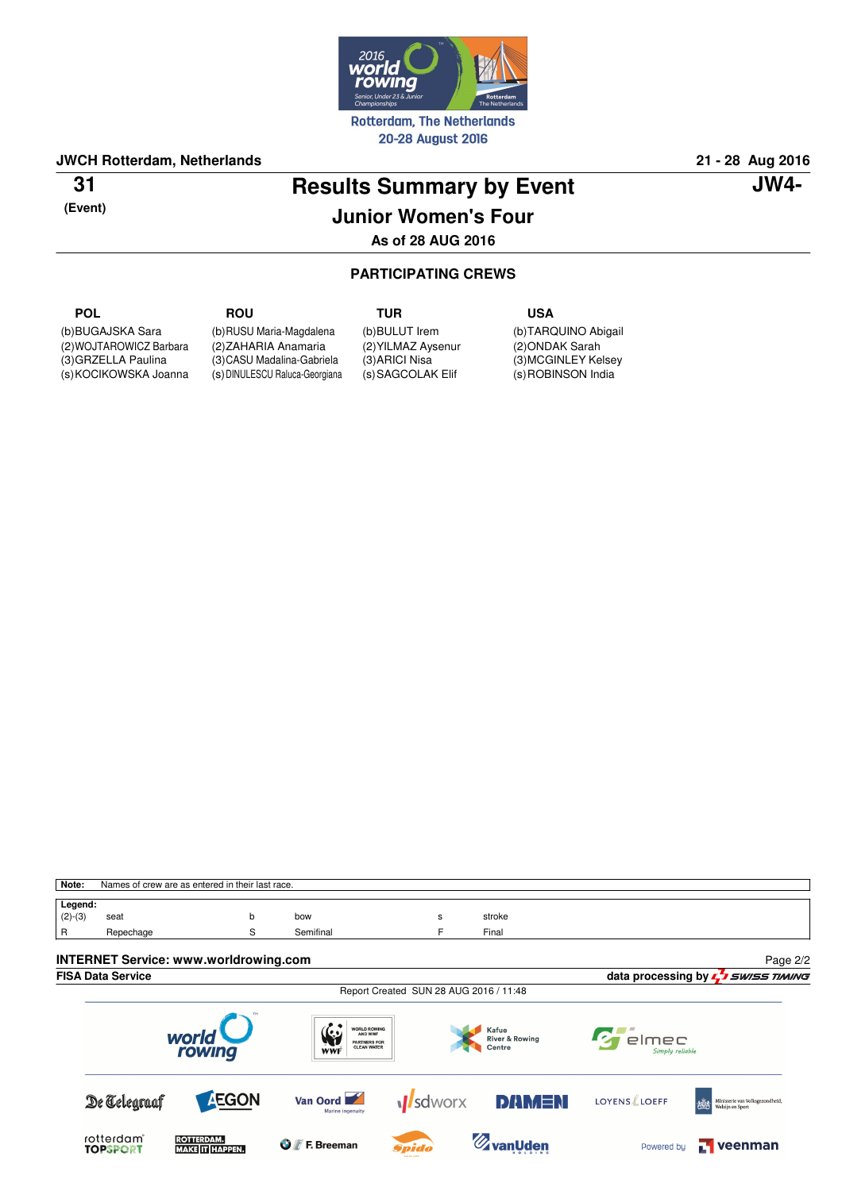**JWCH Rotterdam, Netherlands** — **21 - 28 Aug 2016**

**31** (Event)

# Results Summary by Event

**JW4-**

## Junior Women's Four

**As of 28 AUG 2016**

### PARTICIPATING CREWS

| POL | ROU | TUR | USA |
|---|---|---|---|
| (b)BUGAJSKA Sara | (b)RUSU Maria-Magdalena | (b)BULUT Irem | (b)TARQUINO Abigail |
| (2)WOJTAROWICZ Barbara | (2)ZAHARIA Anamaria | (2)YILMAZ Aysenur | (2)ONDAK Sarah |
| (3)GRZELLA Paulina | (3)CASU Madalina-Gabriela | (3)ARICI Nisa | (3)MCGINLEY Kelsey |
| (s)KOCIKOWSKA Joanna | (s)DINULESCU Raluca-Georgiana | (s)SAGCOLAK Elif | (s)ROBINSON India |

**Note:** Names of crew are as entered in their last race.

**Legend:**

| | | | | | |
|---|---|---|---|---|---|
| (2)-(3) | seat | b | bow | s | stroke |
| R | Repechage | S | Semifinal | F | Final |

**INTERNET Service: www.worldrowing.com**

**FISA Data Service** — **data processing by SWISS TIMING**

Report Created SUN 28 AUG 2016 / 11:48